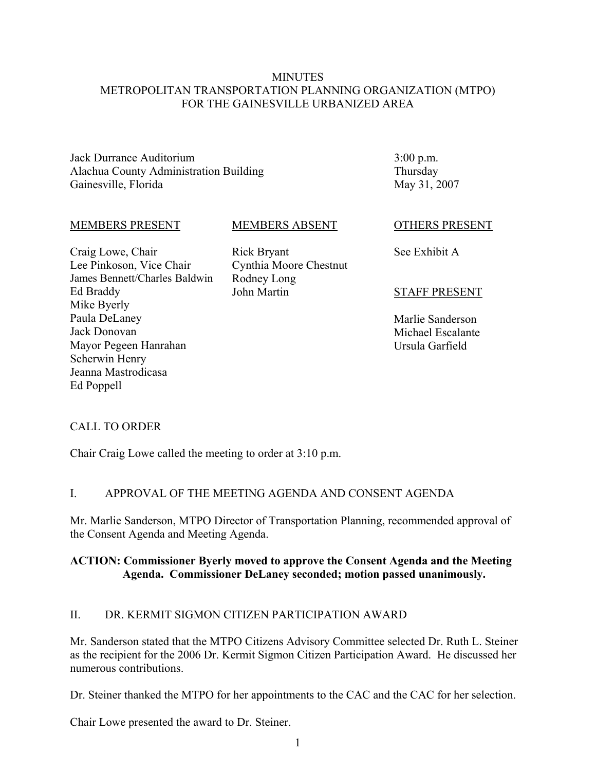# MINUTES
# METROPOLITAN TRANSPORTATION PLANNING ORGANIZATION (MTPO) FOR THE GAINESVILLE URBANIZED AREA

Jack Durrance Auditorium
Alachua County Administration Building
Gainesville, Florida

3:00 p.m.
Thursday
May 31, 2007

| MEMBERS PRESENT | MEMBERS ABSENT | OTHERS PRESENT |
|---|---|---|
| Craig Lowe, Chair | Rick Bryant | See Exhibit A |
| Lee Pinkoson, Vice Chair | Cynthia Moore Chestnut | |
| James Bennett/Charles Baldwin | Rodney Long | |
| Ed Braddy | John Martin | **STAFF PRESENT** |
| Mike Byerly | | |
| Paula DeLaney | | Marlie Sanderson |
| Jack Donovan | | Michael Escalante |
| Mayor Pegeen Hanrahan | | Ursula Garfield |
| Scherwin Henry | | |
| Jeanna Mastrodicasa | | |
| Ed Poppell | | |

## CALL TO ORDER

Chair Craig Lowe called the meeting to order at 3:10 p.m.

## I. APPROVAL OF THE MEETING AGENDA AND CONSENT AGENDA

Mr. Marlie Sanderson, MTPO Director of Transportation Planning, recommended approval of the Consent Agenda and Meeting Agenda.

**ACTION: Commissioner Byerly moved to approve the Consent Agenda and the Meeting Agenda. Commissioner DeLaney seconded; motion passed unanimously.**

## II. DR. KERMIT SIGMON CITIZEN PARTICIPATION AWARD

Mr. Sanderson stated that the MTPO Citizens Advisory Committee selected Dr. Ruth L. Steiner as the recipient for the 2006 Dr. Kermit Sigmon Citizen Participation Award. He discussed her numerous contributions.

Dr. Steiner thanked the MTPO for her appointments to the CAC and the CAC for her selection.

Chair Lowe presented the award to Dr. Steiner.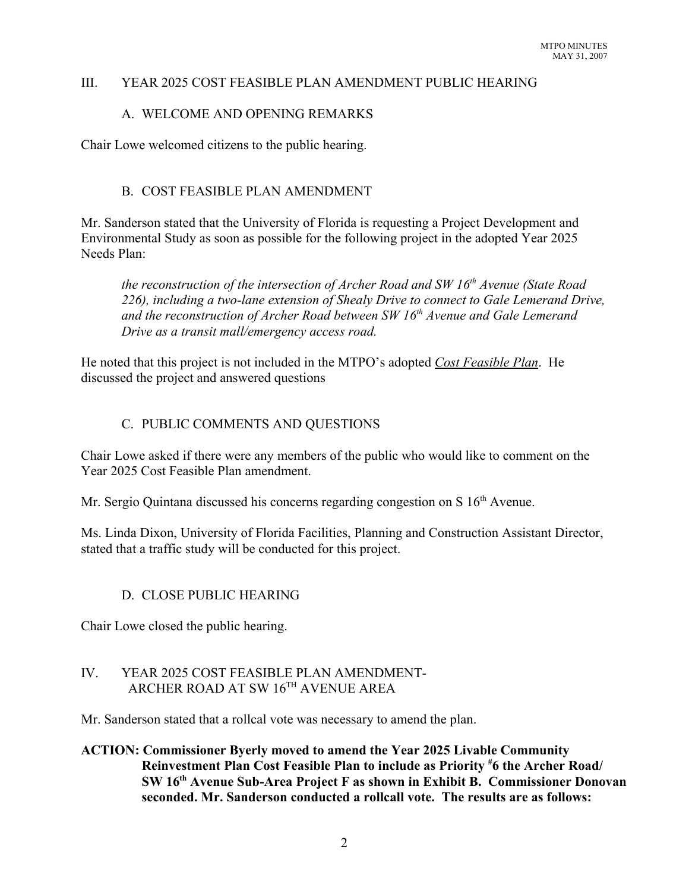## III. YEAR 2025 COST FEASIBLE PLAN AMENDMENT PUBLIC HEARING

### A. WELCOME AND OPENING REMARKS

Chair Lowe welcomed citizens to the public hearing.

### B. COST FEASIBLE PLAN AMENDMENT

Mr. Sanderson stated that the University of Florida is requesting a Project Development and Environmental Study as soon as possible for the following project in the adopted Year 2025 Needs Plan:

> *the reconstruction of the intersection of Archer Road and SW 16th Avenue (State Road 226), including a two-lane extension of Shealy Drive to connect to Gale Lemerand Drive, and the reconstruction of Archer Road between SW 16th Avenue and Gale Lemerand Drive as a transit mall/emergency access road.*

He noted that this project is not included in the MTPO's adopted *Cost Feasible Plan*. He discussed the project and answered questions

### C. PUBLIC COMMENTS AND QUESTIONS

Chair Lowe asked if there were any members of the public who would like to comment on the Year 2025 Cost Feasible Plan amendment.

Mr. Sergio Quintana discussed his concerns regarding congestion on S 16th Avenue.

Ms. Linda Dixon, University of Florida Facilities, Planning and Construction Assistant Director, stated that a traffic study will be conducted for this project.

### D. CLOSE PUBLIC HEARING

Chair Lowe closed the public hearing.

## IV. YEAR 2025 COST FEASIBLE PLAN AMENDMENT- ARCHER ROAD AT SW 16TH AVENUE AREA

Mr. Sanderson stated that a rollcal vote was necessary to amend the plan.

**ACTION: Commissioner Byerly moved to amend the Year 2025 Livable Community Reinvestment Plan Cost Feasible Plan to include as Priority #6 the Archer Road/ SW 16th Avenue Sub-Area Project F as shown in Exhibit B. Commissioner Donovan seconded. Mr. Sanderson conducted a rollcall vote. The results are as follows:**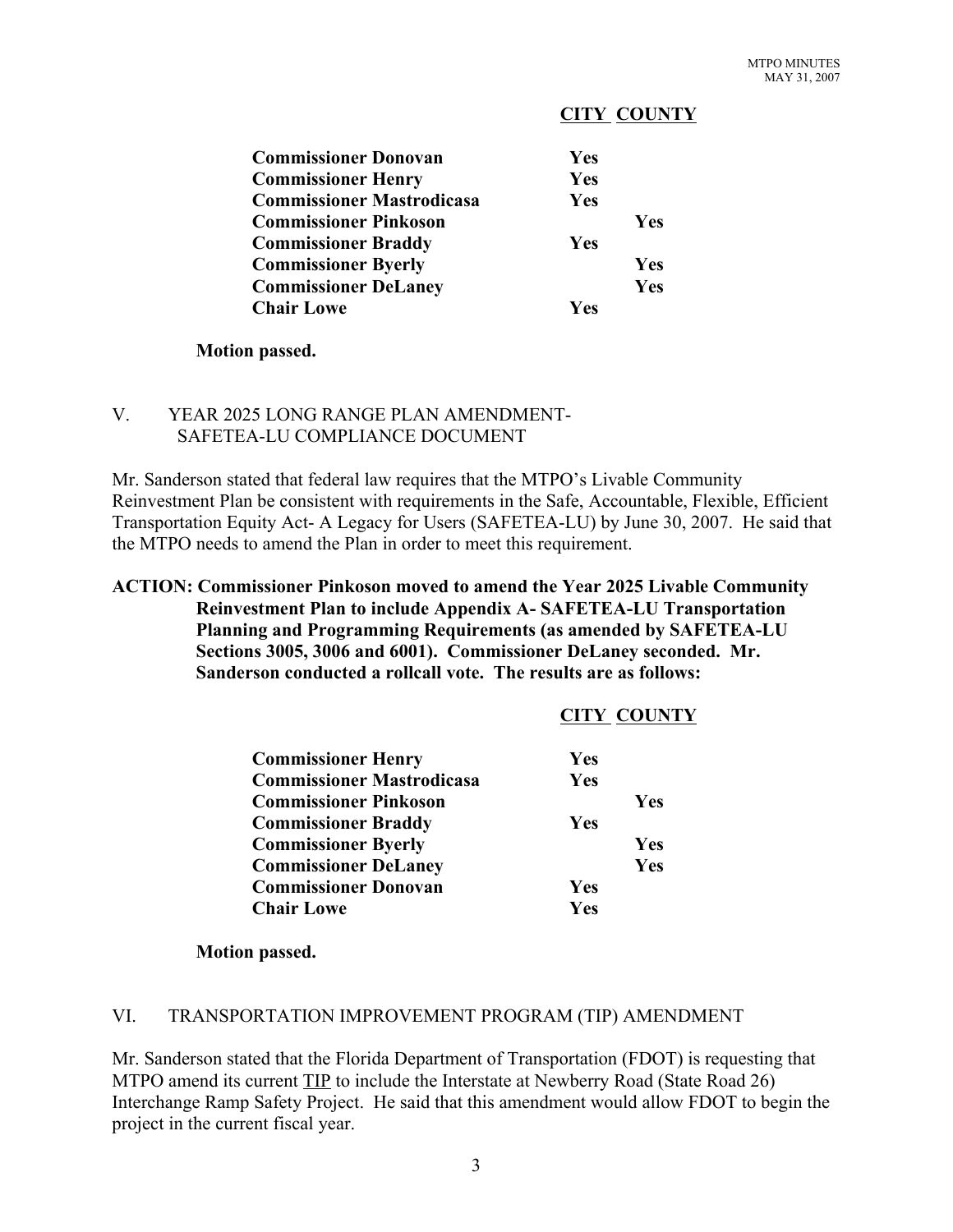| | CITY | COUNTY |
|---|---|---|
| **Commissioner Donovan** | **Yes** | |
| **Commissioner Henry** | **Yes** | |
| **Commissioner Mastrodicasa** | **Yes** | |
| **Commissioner Pinkoson** | | **Yes** |
| **Commissioner Braddy** | **Yes** | |
| **Commissioner Byerly** | | **Yes** |
| **Commissioner DeLaney** | | **Yes** |
| **Chair Lowe** | **Yes** | |

**Motion passed.**

## V. YEAR 2025 LONG RANGE PLAN AMENDMENT- SAFETEA-LU COMPLIANCE DOCUMENT

Mr. Sanderson stated that federal law requires that the MTPO's Livable Community Reinvestment Plan be consistent with requirements in the Safe, Accountable, Flexible, Efficient Transportation Equity Act- A Legacy for Users (SAFETEA-LU) by June 30, 2007. He said that the MTPO needs to amend the Plan in order to meet this requirement.

**ACTION: Commissioner Pinkoson moved to amend the Year 2025 Livable Community Reinvestment Plan to include Appendix A- SAFETEA-LU Transportation Planning and Programming Requirements (as amended by SAFETEA-LU Sections 3005, 3006 and 6001). Commissioner DeLaney seconded. Mr. Sanderson conducted a rollcall vote. The results are as follows:**

| | CITY | COUNTY |
|---|---|---|
| **Commissioner Henry** | **Yes** | |
| **Commissioner Mastrodicasa** | **Yes** | |
| **Commissioner Pinkoson** | | **Yes** |
| **Commissioner Braddy** | **Yes** | |
| **Commissioner Byerly** | | **Yes** |
| **Commissioner DeLaney** | | **Yes** |
| **Commissioner Donovan** | **Yes** | |
| **Chair Lowe** | **Yes** | |

**Motion passed.**

## VI. TRANSPORTATION IMPROVEMENT PROGRAM (TIP) AMENDMENT

Mr. Sanderson stated that the Florida Department of Transportation (FDOT) is requesting that MTPO amend its current TIP to include the Interstate at Newberry Road (State Road 26) Interchange Ramp Safety Project. He said that this amendment would allow FDOT to begin the project in the current fiscal year.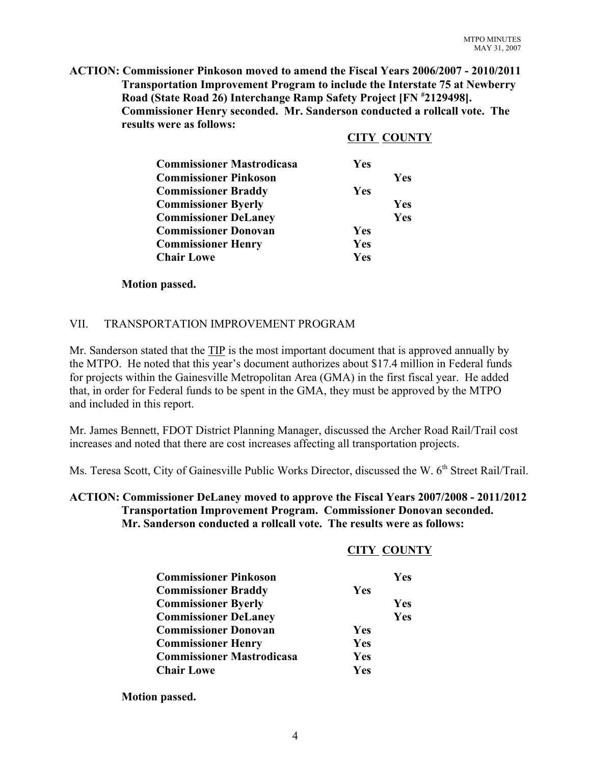**ACTION: Commissioner Pinkoson moved to amend the Fiscal Years 2006/2007 - 2010/2011 Transportation Improvement Program to include the Interstate 75 at Newberry Road (State Road 26) Interchange Ramp Safety Project [FN #2129498]. Commissioner Henry seconded. Mr. Sanderson conducted a rollcall vote. The results were as follows:**

| | CITY | COUNTY |
|---|---|---|
| **Commissioner Mastrodicasa** | **Yes** | |
| **Commissioner Pinkoson** | | **Yes** |
| **Commissioner Braddy** | **Yes** | |
| **Commissioner Byerly** | | **Yes** |
| **Commissioner DeLaney** | | **Yes** |
| **Commissioner Donovan** | **Yes** | |
| **Commissioner Henry** | **Yes** | |
| **Chair Lowe** | **Yes** | |

**Motion passed.**

## VII. TRANSPORTATION IMPROVEMENT PROGRAM

Mr. Sanderson stated that the TIP is the most important document that is approved annually by the MTPO. He noted that this year's document authorizes about $17.4 million in Federal funds for projects within the Gainesville Metropolitan Area (GMA) in the first fiscal year. He added that, in order for Federal funds to be spent in the GMA, they must be approved by the MTPO and included in this report.

Mr. James Bennett, FDOT District Planning Manager, discussed the Archer Road Rail/Trail cost increases and noted that there are cost increases affecting all transportation projects.

Ms. Teresa Scott, City of Gainesville Public Works Director, discussed the W. 6th Street Rail/Trail.

**ACTION: Commissioner DeLaney moved to approve the Fiscal Years 2007/2008 - 2011/2012 Transportation Improvement Program. Commissioner Donovan seconded. Mr. Sanderson conducted a rollcall vote. The results were as follows:**

| | CITY | COUNTY |
|---|---|---|
| **Commissioner Pinkoson** | | **Yes** |
| **Commissioner Braddy** | **Yes** | |
| **Commissioner Byerly** | | **Yes** |
| **Commissioner DeLaney** | | **Yes** |
| **Commissioner Donovan** | **Yes** | |
| **Commissioner Henry** | **Yes** | |
| **Commissioner Mastrodicasa** | **Yes** | |
| **Chair Lowe** | **Yes** | |

**Motion passed.**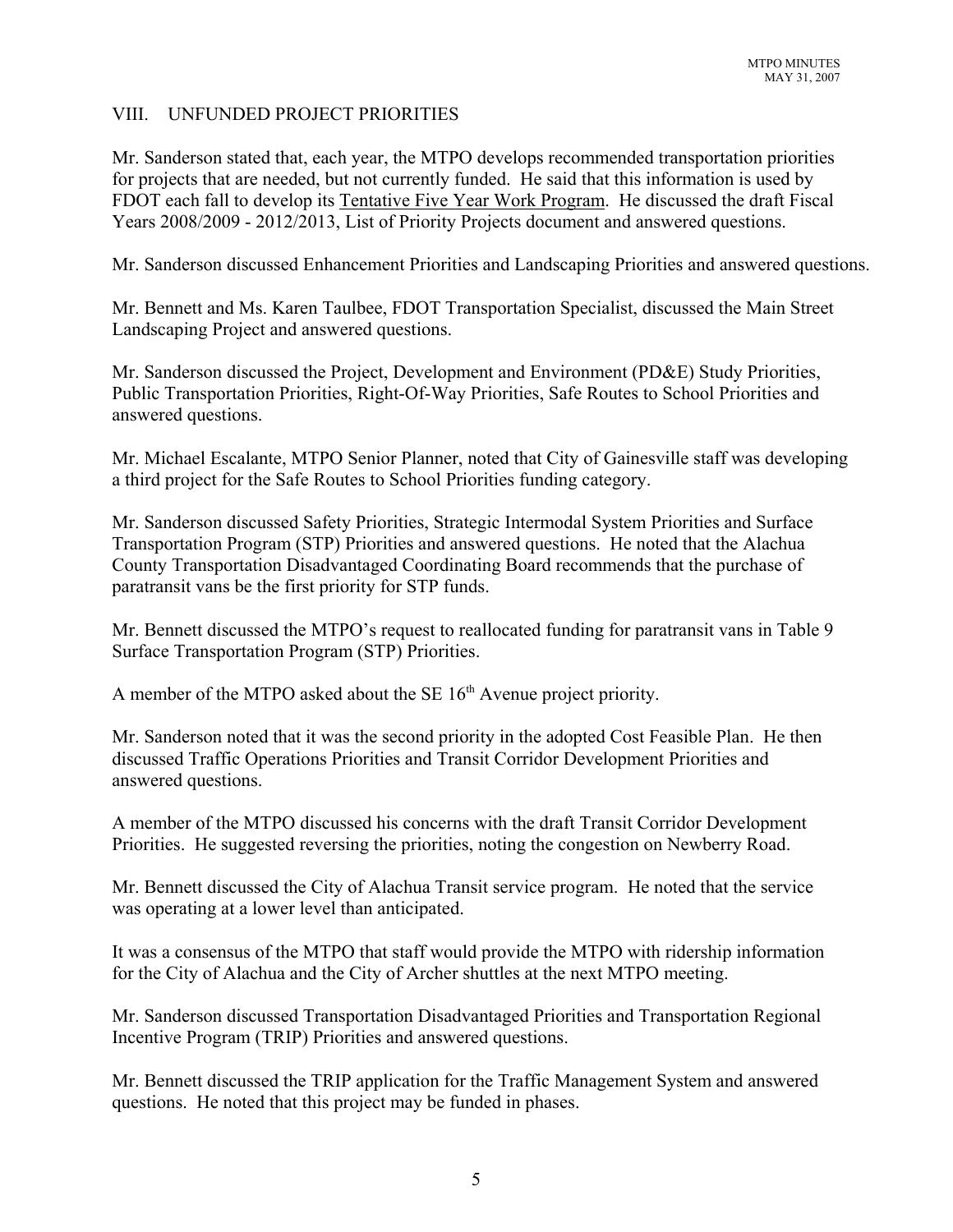## VIII. UNFUNDED PROJECT PRIORITIES

Mr. Sanderson stated that, each year, the MTPO develops recommended transportation priorities for projects that are needed, but not currently funded. He said that this information is used by FDOT each fall to develop its Tentative Five Year Work Program. He discussed the draft Fiscal Years 2008/2009 - 2012/2013, List of Priority Projects document and answered questions.

Mr. Sanderson discussed Enhancement Priorities and Landscaping Priorities and answered questions.

Mr. Bennett and Ms. Karen Taulbee, FDOT Transportation Specialist, discussed the Main Street Landscaping Project and answered questions.

Mr. Sanderson discussed the Project, Development and Environment (PD&E) Study Priorities, Public Transportation Priorities, Right-Of-Way Priorities, Safe Routes to School Priorities and answered questions.

Mr. Michael Escalante, MTPO Senior Planner, noted that City of Gainesville staff was developing a third project for the Safe Routes to School Priorities funding category.

Mr. Sanderson discussed Safety Priorities, Strategic Intermodal System Priorities and Surface Transportation Program (STP) Priorities and answered questions. He noted that the Alachua County Transportation Disadvantaged Coordinating Board recommends that the purchase of paratransit vans be the first priority for STP funds.

Mr. Bennett discussed the MTPO's request to reallocated funding for paratransit vans in Table 9 Surface Transportation Program (STP) Priorities.

A member of the MTPO asked about the SE 16th Avenue project priority.

Mr. Sanderson noted that it was the second priority in the adopted Cost Feasible Plan. He then discussed Traffic Operations Priorities and Transit Corridor Development Priorities and answered questions.

A member of the MTPO discussed his concerns with the draft Transit Corridor Development Priorities. He suggested reversing the priorities, noting the congestion on Newberry Road.

Mr. Bennett discussed the City of Alachua Transit service program. He noted that the service was operating at a lower level than anticipated.

It was a consensus of the MTPO that staff would provide the MTPO with ridership information for the City of Alachua and the City of Archer shuttles at the next MTPO meeting.

Mr. Sanderson discussed Transportation Disadvantaged Priorities and Transportation Regional Incentive Program (TRIP) Priorities and answered questions.

Mr. Bennett discussed the TRIP application for the Traffic Management System and answered questions. He noted that this project may be funded in phases.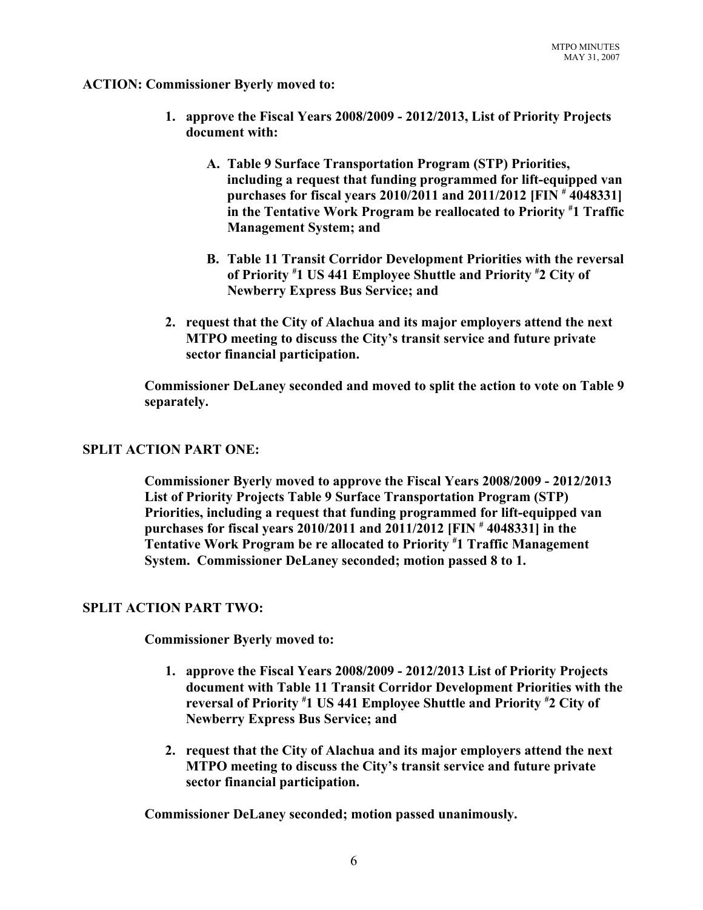**ACTION: Commissioner Byerly moved to:**

1. **approve the Fiscal Years 2008/2009 - 2012/2013, List of Priority Projects document with:**

    A. **Table 9 Surface Transportation Program (STP) Priorities, including a request that funding programmed for lift-equipped van purchases for fiscal years 2010/2011 and 2011/2012 [FIN # 4048331] in the Tentative Work Program be reallocated to Priority #1 Traffic Management System; and**

    B. **Table 11 Transit Corridor Development Priorities with the reversal of Priority #1 US 441 Employee Shuttle and Priority #2 City of Newberry Express Bus Service; and**

2. **request that the City of Alachua and its major employers attend the next MTPO meeting to discuss the City's transit service and future private sector financial participation.**

**Commissioner DeLaney seconded and moved to split the action to vote on Table 9 separately.**

**SPLIT ACTION PART ONE:**

**Commissioner Byerly moved to approve the Fiscal Years 2008/2009 - 2012/2013 List of Priority Projects Table 9 Surface Transportation Program (STP) Priorities, including a request that funding programmed for lift-equipped van purchases for fiscal years 2010/2011 and 2011/2012 [FIN # 4048331] in the Tentative Work Program be re allocated to Priority #1 Traffic Management System. Commissioner DeLaney seconded; motion passed 8 to 1.**

**SPLIT ACTION PART TWO:**

**Commissioner Byerly moved to:**

1. **approve the Fiscal Years 2008/2009 - 2012/2013 List of Priority Projects document with Table 11 Transit Corridor Development Priorities with the reversal of Priority #1 US 441 Employee Shuttle and Priority #2 City of Newberry Express Bus Service; and**

2. **request that the City of Alachua and its major employers attend the next MTPO meeting to discuss the City's transit service and future private sector financial participation.**

**Commissioner DeLaney seconded; motion passed unanimously.**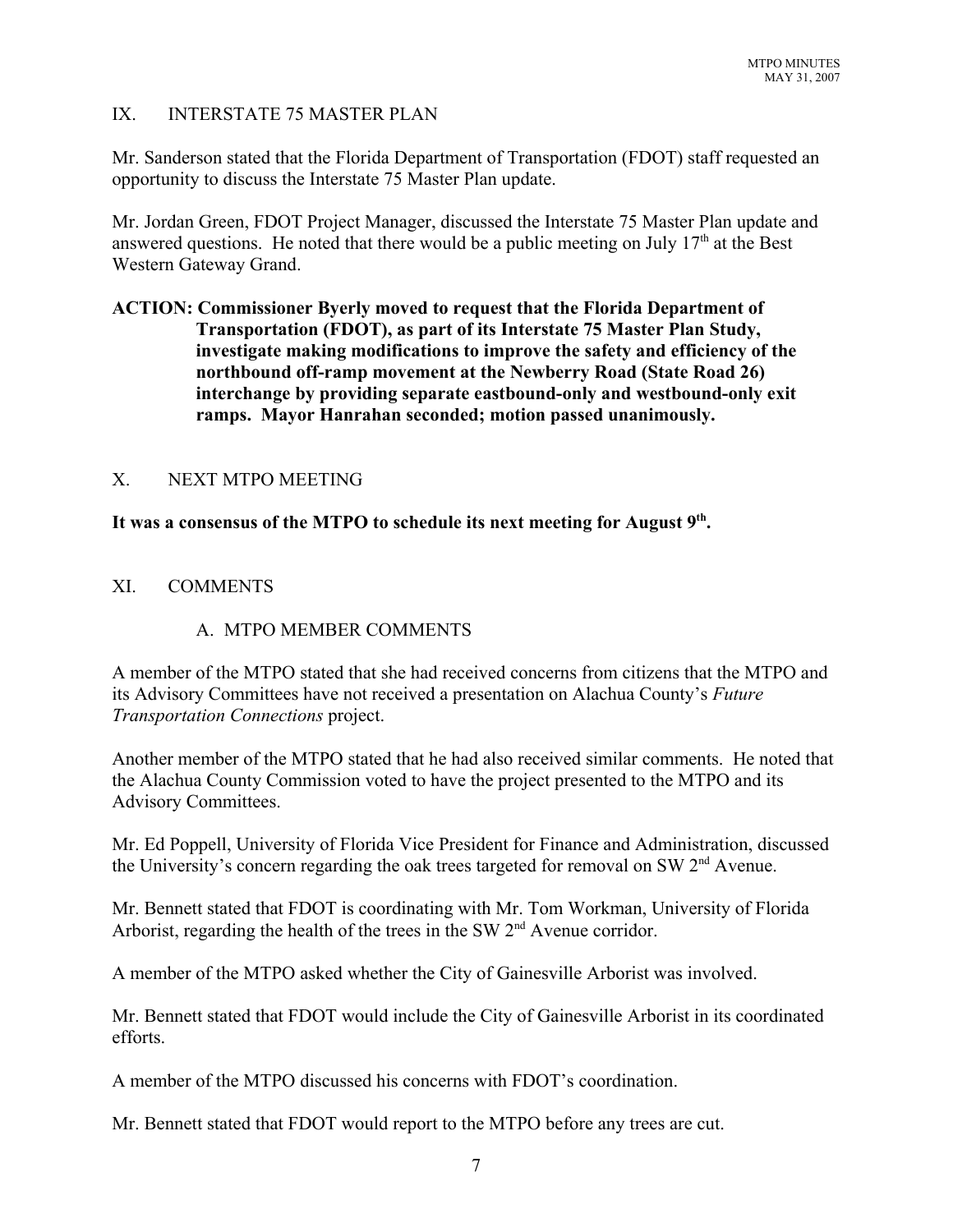## IX. INTERSTATE 75 MASTER PLAN

Mr. Sanderson stated that the Florida Department of Transportation (FDOT) staff requested an opportunity to discuss the Interstate 75 Master Plan update.

Mr. Jordan Green, FDOT Project Manager, discussed the Interstate 75 Master Plan update and answered questions. He noted that there would be a public meeting on July 17th at the Best Western Gateway Grand.

**ACTION: Commissioner Byerly moved to request that the Florida Department of Transportation (FDOT), as part of its Interstate 75 Master Plan Study, investigate making modifications to improve the safety and efficiency of the northbound off-ramp movement at the Newberry Road (State Road 26) interchange by providing separate eastbound-only and westbound-only exit ramps. Mayor Hanrahan seconded; motion passed unanimously.**

## X. NEXT MTPO MEETING

**It was a consensus of the MTPO to schedule its next meeting for August 9th.**

## XI. COMMENTS

### A. MTPO MEMBER COMMENTS

A member of the MTPO stated that she had received concerns from citizens that the MTPO and its Advisory Committees have not received a presentation on Alachua County's *Future Transportation Connections* project.

Another member of the MTPO stated that he had also received similar comments. He noted that the Alachua County Commission voted to have the project presented to the MTPO and its Advisory Committees.

Mr. Ed Poppell, University of Florida Vice President for Finance and Administration, discussed the University's concern regarding the oak trees targeted for removal on SW 2nd Avenue.

Mr. Bennett stated that FDOT is coordinating with Mr. Tom Workman, University of Florida Arborist, regarding the health of the trees in the SW 2nd Avenue corridor.

A member of the MTPO asked whether the City of Gainesville Arborist was involved.

Mr. Bennett stated that FDOT would include the City of Gainesville Arborist in its coordinated efforts.

A member of the MTPO discussed his concerns with FDOT's coordination.

Mr. Bennett stated that FDOT would report to the MTPO before any trees are cut.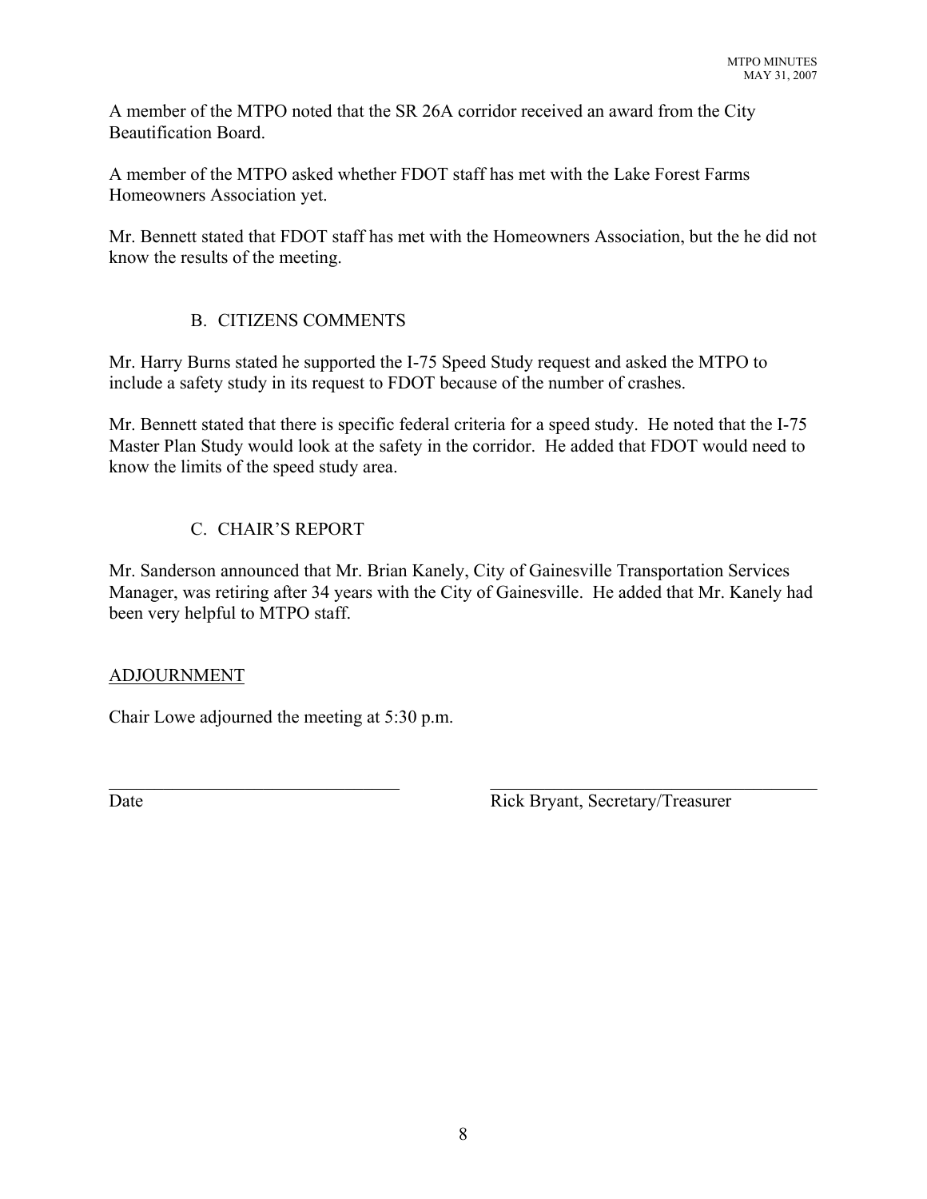A member of the MTPO noted that the SR 26A corridor received an award from the City Beautification Board.

A member of the MTPO asked whether FDOT staff has met with the Lake Forest Farms Homeowners Association yet.

Mr. Bennett stated that FDOT staff has met with the Homeowners Association, but the he did not know the results of the meeting.

### B. CITIZENS COMMENTS

Mr. Harry Burns stated he supported the I-75 Speed Study request and asked the MTPO to include a safety study in its request to FDOT because of the number of crashes.

Mr. Bennett stated that there is specific federal criteria for a speed study. He noted that the I-75 Master Plan Study would look at the safety in the corridor. He added that FDOT would need to know the limits of the speed study area.

### C. CHAIR'S REPORT

Mr. Sanderson announced that Mr. Brian Kanely, City of Gainesville Transportation Services Manager, was retiring after 34 years with the City of Gainesville. He added that Mr. Kanely had been very helpful to MTPO staff.

## ADJOURNMENT

Chair Lowe adjourned the meeting at 5:30 p.m.

| | |
|---|---|
| Date | Rick Bryant, Secretary/Treasurer |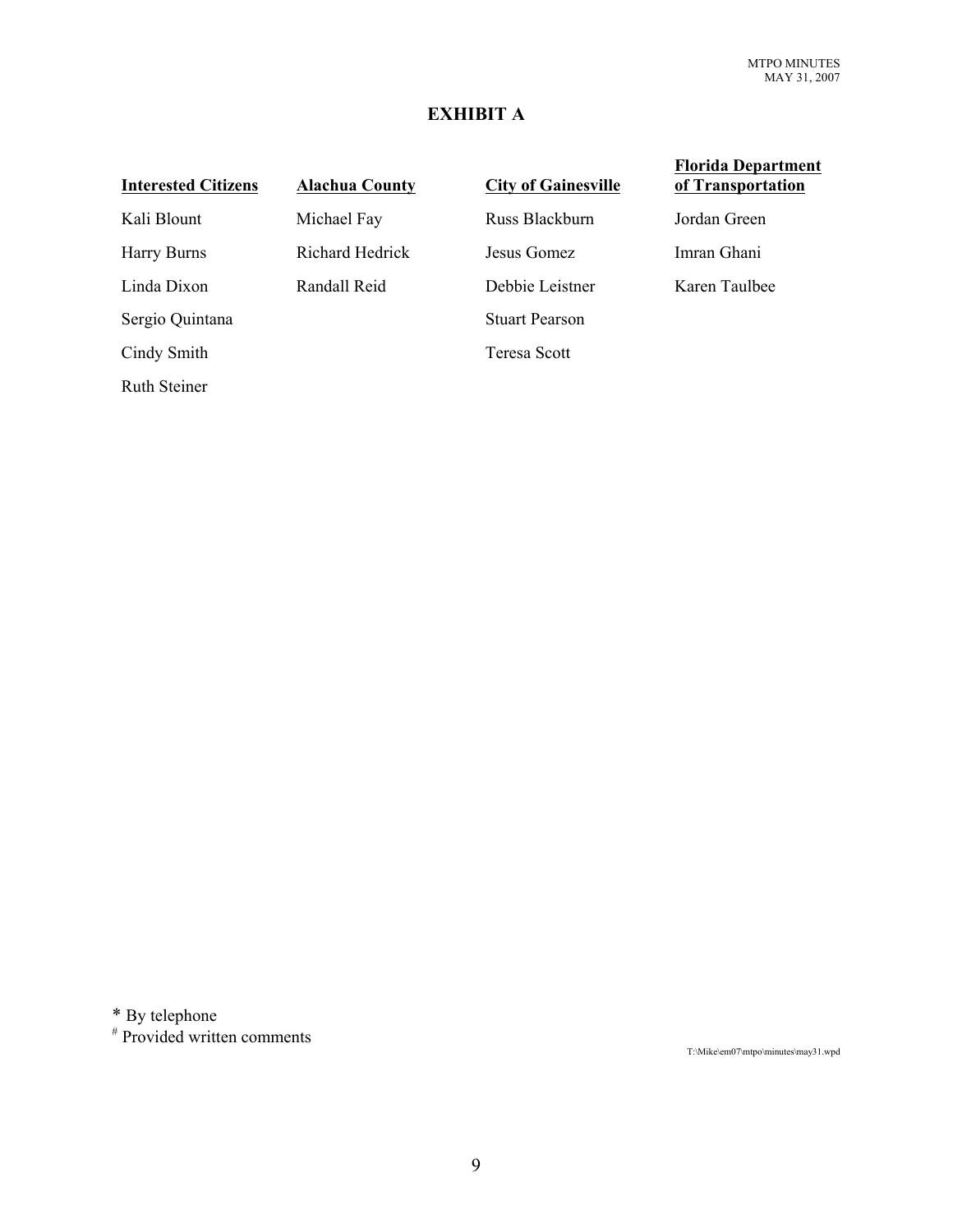# EXHIBIT A

| Interested Citizens | Alachua County | City of Gainesville | Florida Department of Transportation |
|---|---|---|---|
| Kali Blount | Michael Fay | Russ Blackburn | Jordan Green |
| Harry Burns | Richard Hedrick | Jesus Gomez | Imran Ghani |
| Linda Dixon | Randall Reid | Debbie Leistner | Karen Taulbee |
| Sergio Quintana | | Stuart Pearson | |
| Cindy Smith | | Teresa Scott | |
| Ruth Steiner | | | |

\* By telephone
\# Provided written comments

T:\Mike\em07\mtpo\minutes\may31.wpd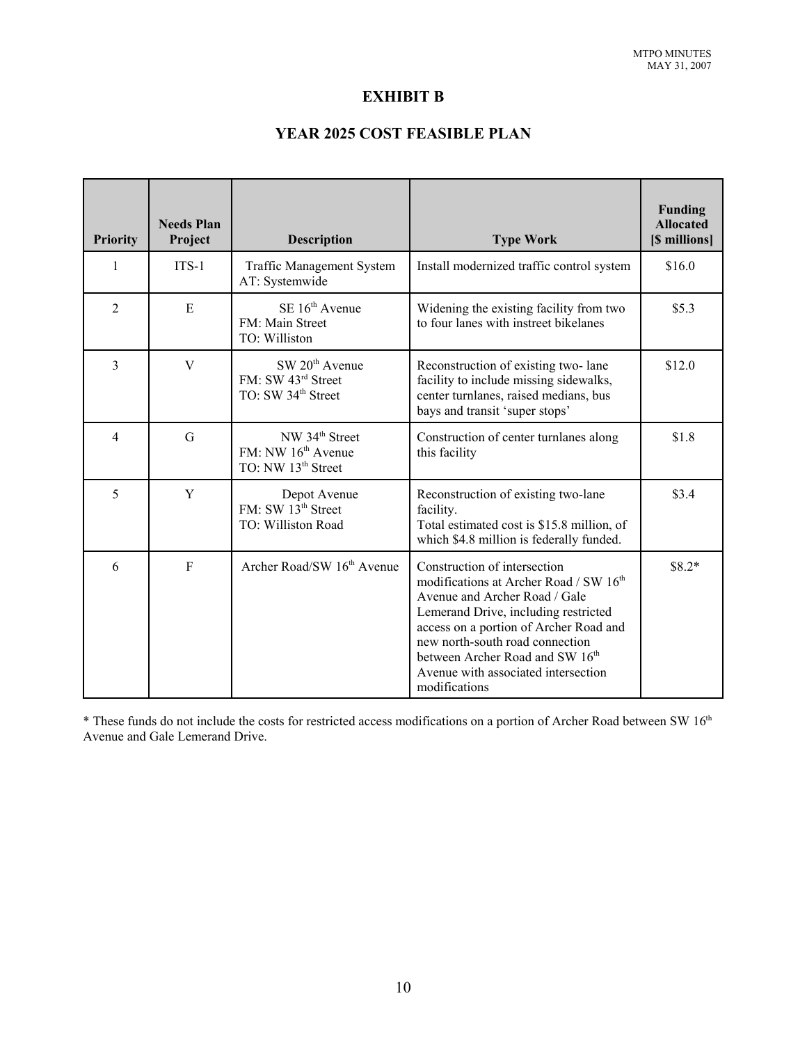# EXHIBIT B

## YEAR 2025 COST FEASIBLE PLAN

| Priority | Needs Plan Project | Description | Type Work | Funding Allocated [$ millions] |
|---|---|---|---|---|
| 1 | ITS-1 | Traffic Management System AT: Systemwide | Install modernized traffic control system | $16.0 |
| 2 | E | SE 16th Avenue FM: Main Street TO: Williston | Widening the existing facility from two to four lanes with instreet bikelanes | $5.3 |
| 3 | V | SW 20th Avenue FM: SW 43rd Street TO: SW 34th Street | Reconstruction of existing two- lane facility to include missing sidewalks, center turnlanes, raised medians, bus bays and transit 'super stops' | $12.0 |
| 4 | G | NW 34th Street FM: NW 16th Avenue TO: NW 13th Street | Construction of center turnlanes along this facility | $1.8 |
| 5 | Y | Depot Avenue FM: SW 13th Street TO: Williston Road | Reconstruction of existing two-lane facility. Total estimated cost is $15.8 million, of which $4.8 million is federally funded. | $3.4 |
| 6 | F | Archer Road/SW 16th Avenue | Construction of intersection modifications at Archer Road / SW 16th Avenue and Archer Road / Gale Lemerand Drive, including restricted access on a portion of Archer Road and new north-south road connection between Archer Road and SW 16th Avenue with associated intersection modifications | $8.2* |

* These funds do not include the costs for restricted access modifications on a portion of Archer Road between SW 16th Avenue and Gale Lemerand Drive.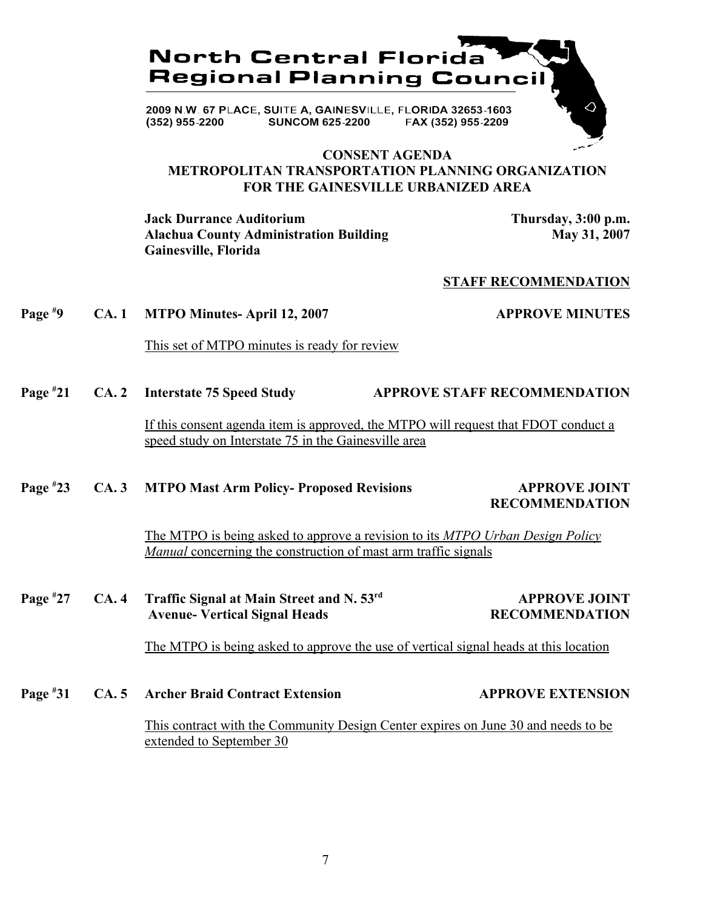# North Central Florida Regional Planning Council

2009 N.W. 67 PLACE, SUITE A, GAINESVILLE, FLORIDA 32653-1603
(352) 955-2200 SUNCOM 625-2200 FAX (352) 955-2209

## CONSENT AGENDA
## METROPOLITAN TRANSPORTATION PLANNING ORGANIZATION FOR THE GAINESVILLE URBANIZED AREA

**Jack Durrance Auditorium**
**Alachua County Administration Building**
**Gainesville, Florida**

**Thursday, 3:00 p.m.**
**May 31, 2007**

**STAFF RECOMMENDATION**

**Page #9 CA. 1 MTPO Minutes- April 12, 2007** — **APPROVE MINUTES**

This set of MTPO minutes is ready for review

**Page #21 CA. 2 Interstate 75 Speed Study** — **APPROVE STAFF RECOMMENDATION**

If this consent agenda item is approved, the MTPO will request that FDOT conduct a speed study on Interstate 75 in the Gainesville area

**Page #23 CA. 3 MTPO Mast Arm Policy- Proposed Revisions** — **APPROVE JOINT RECOMMENDATION**

The MTPO is being asked to approve a revision to its *MTPO Urban Design Policy Manual* concerning the construction of mast arm traffic signals

**Page #27 CA. 4 Traffic Signal at Main Street and N. 53rd Avenue- Vertical Signal Heads** — **APPROVE JOINT RECOMMENDATION**

The MTPO is being asked to approve the use of vertical signal heads at this location

**Page #31 CA. 5 Archer Braid Contract Extension** — **APPROVE EXTENSION**

This contract with the Community Design Center expires on June 30 and needs to be extended to September 30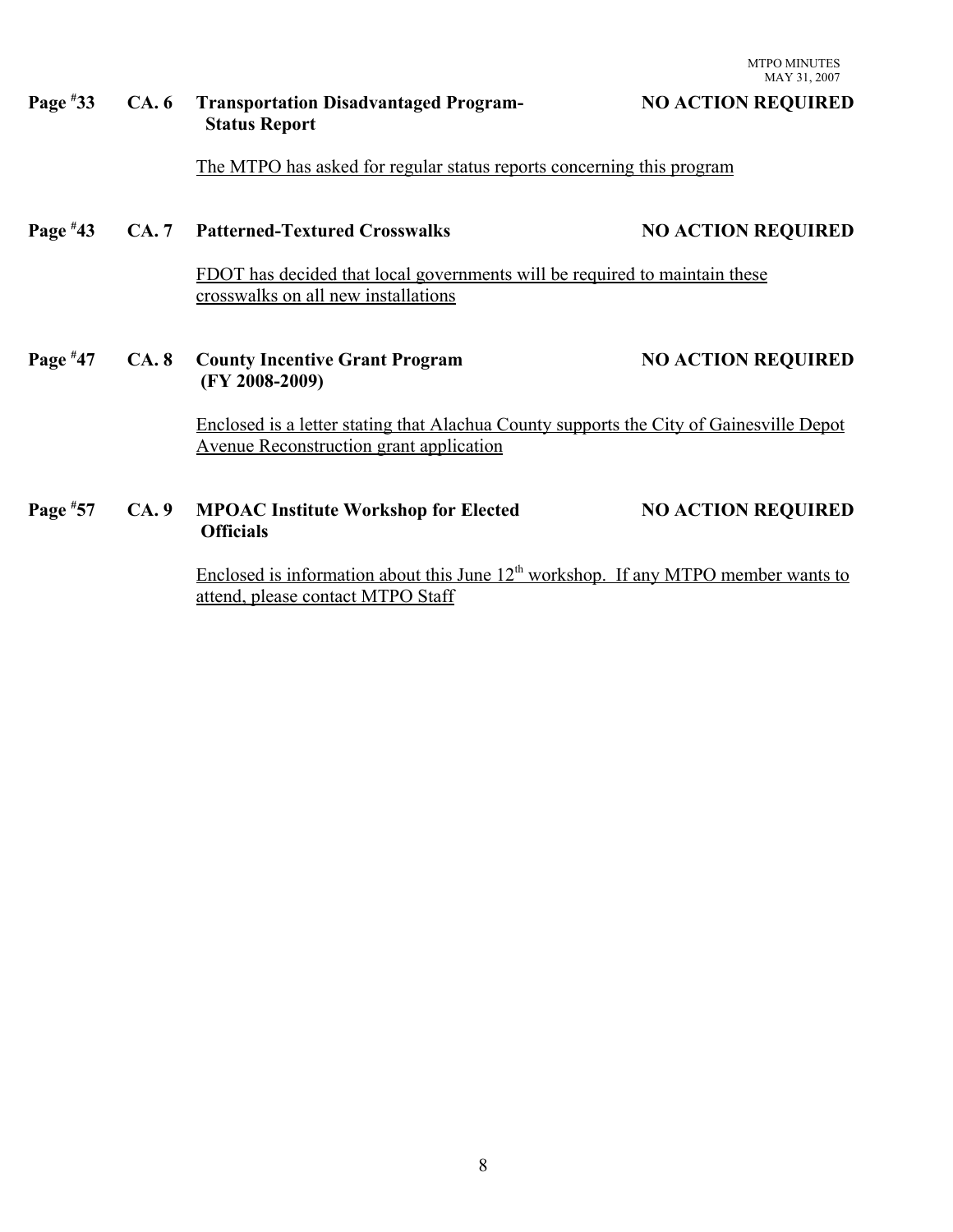**Page #33 CA. 6 Transportation Disadvantaged Program- Status Report** **NO ACTION REQUIRED**

The MTPO has asked for regular status reports concerning this program

**Page #43 CA. 7 Patterned-Textured Crosswalks** **NO ACTION REQUIRED**

FDOT has decided that local governments will be required to maintain these crosswalks on all new installations

**Page #47 CA. 8 County Incentive Grant Program (FY 2008-2009)** **NO ACTION REQUIRED**

Enclosed is a letter stating that Alachua County supports the City of Gainesville Depot Avenue Reconstruction grant application

**Page #57 CA. 9 MPOAC Institute Workshop for Elected Officials** **NO ACTION REQUIRED**

Enclosed is information about this June 12th workshop. If any MTPO member wants to attend, please contact MTPO Staff